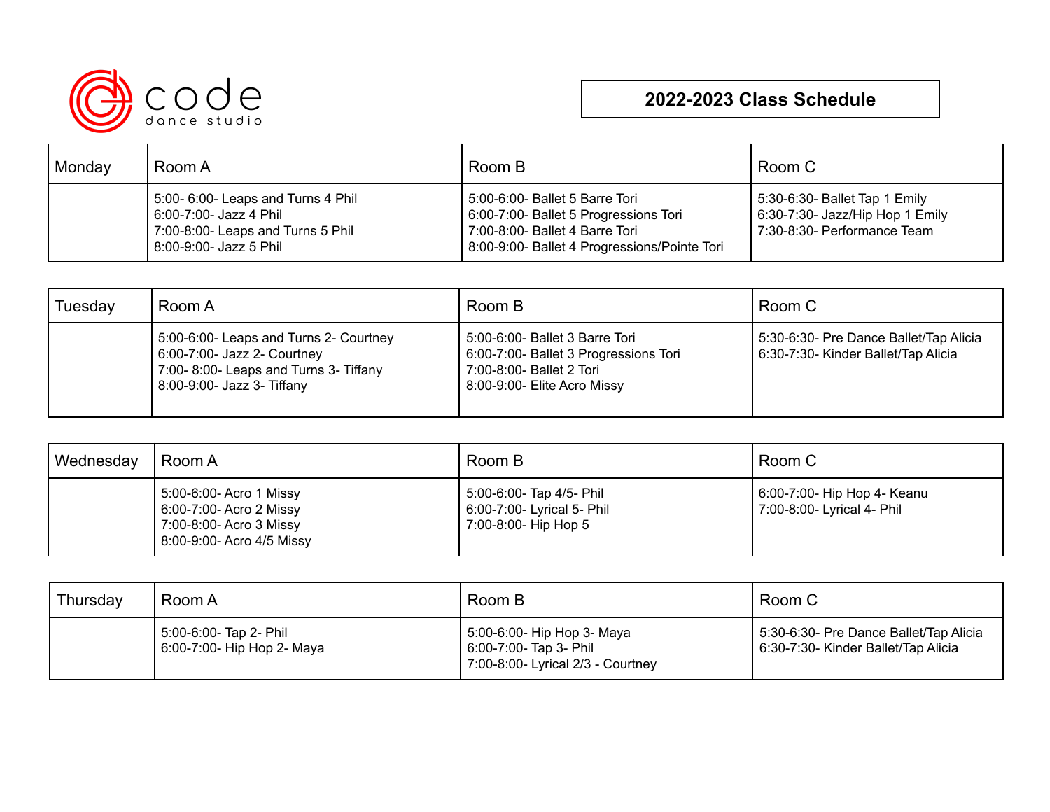code dance studio

## 2022-2023 Class Schedule

| Monday | Room A | Room B | Room C |
|---|---|---|---|
| | 5:00- 6:00- Leaps and Turns 4 Phil<br>6:00-7:00- Jazz 4 Phil<br>7:00-8:00- Leaps and Turns 5 Phil<br>8:00-9:00- Jazz 5 Phil | 5:00-6:00- Ballet 5 Barre Tori<br>6:00-7:00- Ballet 5 Progressions Tori<br>7:00-8:00- Ballet 4 Barre Tori<br>8:00-9:00- Ballet 4 Progressions/Pointe Tori | 5:30-6:30- Ballet Tap 1 Emily<br>6:30-7:30- Jazz/Hip Hop 1 Emily<br>7:30-8:30- Performance Team |

| Tuesday | Room A | Room B | Room C |
|---|---|---|---|
| | 5:00-6:00- Leaps and Turns 2- Courtney<br>6:00-7:00- Jazz 2- Courtney<br>7:00- 8:00- Leaps and Turns 3- Tiffany<br>8:00-9:00- Jazz 3- Tiffany | 5:00-6:00- Ballet 3 Barre Tori<br>6:00-7:00- Ballet 3 Progressions Tori<br>7:00-8:00- Ballet 2 Tori<br>8:00-9:00- Elite Acro Missy | 5:30-6:30- Pre Dance Ballet/Tap Alicia<br>6:30-7:30- Kinder Ballet/Tap Alicia |

| Wednesday | Room A | Room B | Room C |
|---|---|---|---|
| | 5:00-6:00- Acro 1 Missy<br>6:00-7:00- Acro 2 Missy<br>7:00-8:00- Acro 3 Missy<br>8:00-9:00- Acro 4/5 Missy | 5:00-6:00- Tap 4/5- Phil<br>6:00-7:00- Lyrical 5- Phil<br>7:00-8:00- Hip Hop 5 | 6:00-7:00- Hip Hop 4- Keanu<br>7:00-8:00- Lyrical 4- Phil |

| Thursday | Room A | Room B | Room C |
|---|---|---|---|
| | 5:00-6:00- Tap 2- Phil<br>6:00-7:00- Hip Hop 2- Maya | 5:00-6:00- Hip Hop 3- Maya<br>6:00-7:00- Tap 3- Phil<br>7:00-8:00- Lyrical 2/3 - Courtney | 5:30-6:30- Pre Dance Ballet/Tap Alicia<br>6:30-7:30- Kinder Ballet/Tap Alicia |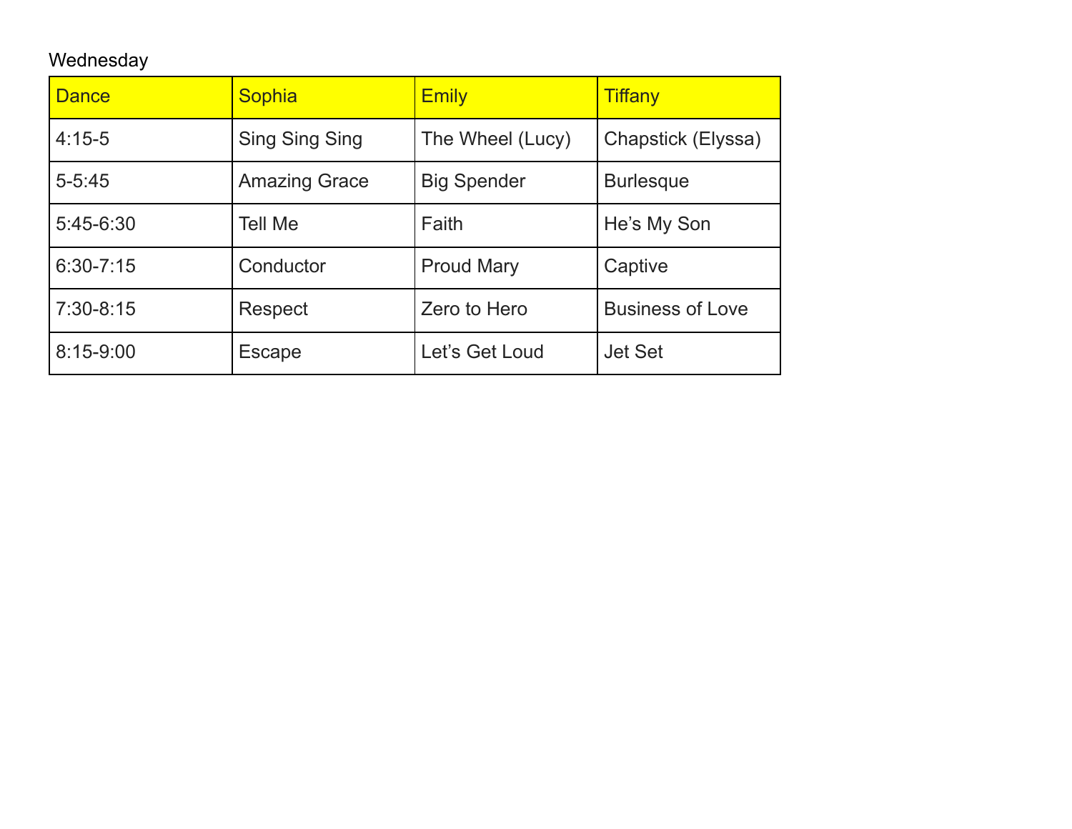Wednesday

| Dance | Sophia | Emily | Tiffany |
|---|---|---|---|
| 4:15-5 | Sing Sing Sing | The Wheel (Lucy) | Chapstick (Elyssa) |
| 5-5:45 | Amazing Grace | Big Spender | Burlesque |
| 5:45-6:30 | Tell Me | Faith | He's My Son |
| 6:30-7:15 | Conductor | Proud Mary | Captive |
| 7:30-8:15 | Respect | Zero to Hero | Business of Love |
| 8:15-9:00 | Escape | Let's Get Loud | Jet Set |